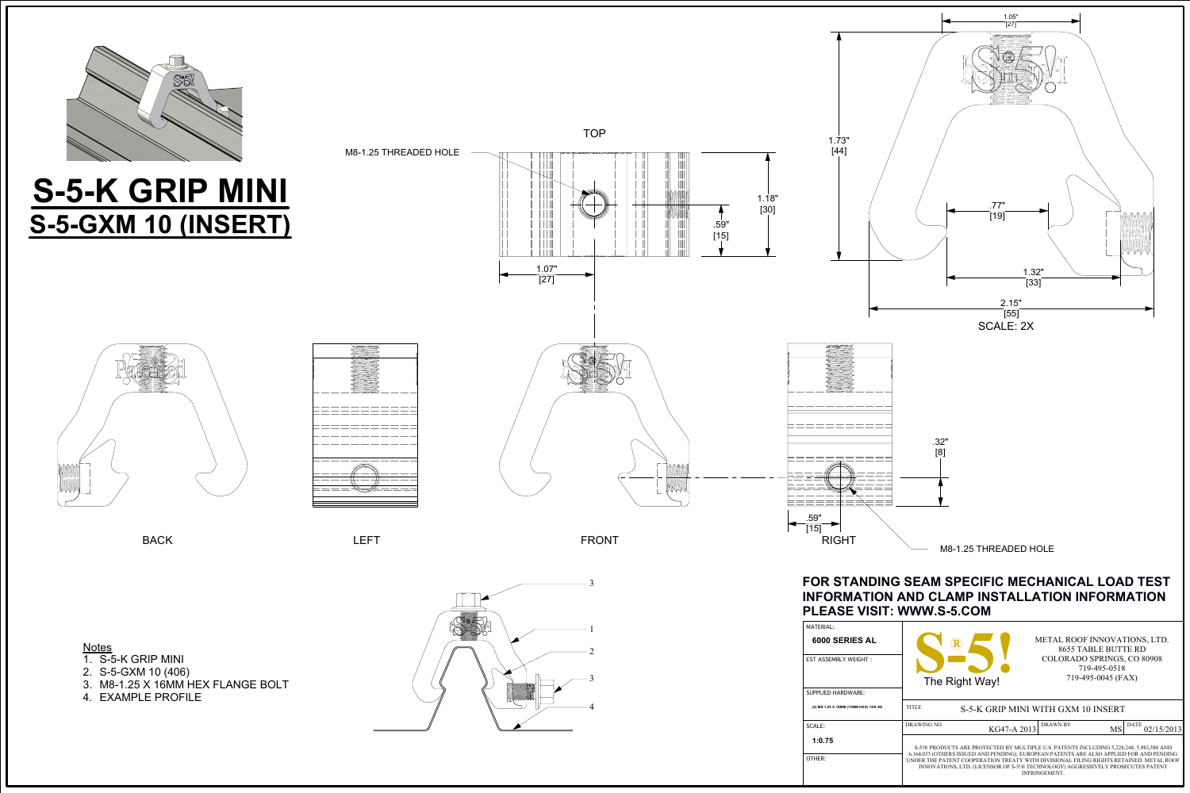# S-5-K GRIP MINI

## S-5-GXM 10 (INSERT)

TOP

M8-1.25 THREADED HOLE

1.18" [30]

.59" [15]

1.07" [27]

1.05" [27]

1.73" [44]

.77" [19]

1.32" [33]

2.15" [55]

SCALE: 2X

BACK

LEFT

FRONT

RIGHT

.32" [8]

.59" [15]

M8-1.25 THREADED HOLE

Notes

1. S-5-K GRIP MINI
2. S-5-GXM 10 (406)
3. M8-1.25 X 16MM HEX FLANGE BOLT
4. EXAMPLE PROFILE

**FOR STANDING SEAM SPECIFIC MECHANICAL LOAD TEST INFORMATION AND CLAMP INSTALLATION INFORMATION PLEASE VISIT: WWW.S-5.COM**

| | |
|---|---|
| MATERIAL: **6000 SERIES AL** | S-5! The Right Way! — METAL ROOF INNOVATIONS, LTD. 8655 TABLE BUTTE RD COLORADO SPRINGS, CO 80908 719-495-0518 719-495-0045 (FAX) |
| EST ASSEMBLY WEIGHT : | |
| SUPPLIED HARDWARE: (2) M8-1.25 X 16MM [13MM HEX] 18/8 SS | TITLE: S-5-K GRIP MINI WITH GXM 10 INSERT |
| SCALE: **1:0.75** | DRAWING NO. KG47-A 2013 — DRAWN BY MS — DATE 02/15/2013 |
| OTHER: | S-5!® PRODUCTS ARE PROTECTED BY MULTIPLE U.S. PATENTS INCLUDING 5,228,248, 5,983,588 AND 6,164,033 (OTHERS ISSUED AND PENDING). EUROPEAN PATENTS ARE ALSO APPLIED FOR AND PENDING UNDER THE PATENT COOPERATION TREATY WITH DIVISIONAL FILING RIGHTS RETAINED. METAL ROOF INNOVATIONS, LTD. (LICENSOR OF S-5!® TECHNOLOGY) AGGRESSIVELY PROSECUTES PATENT INFRINGEMENT. |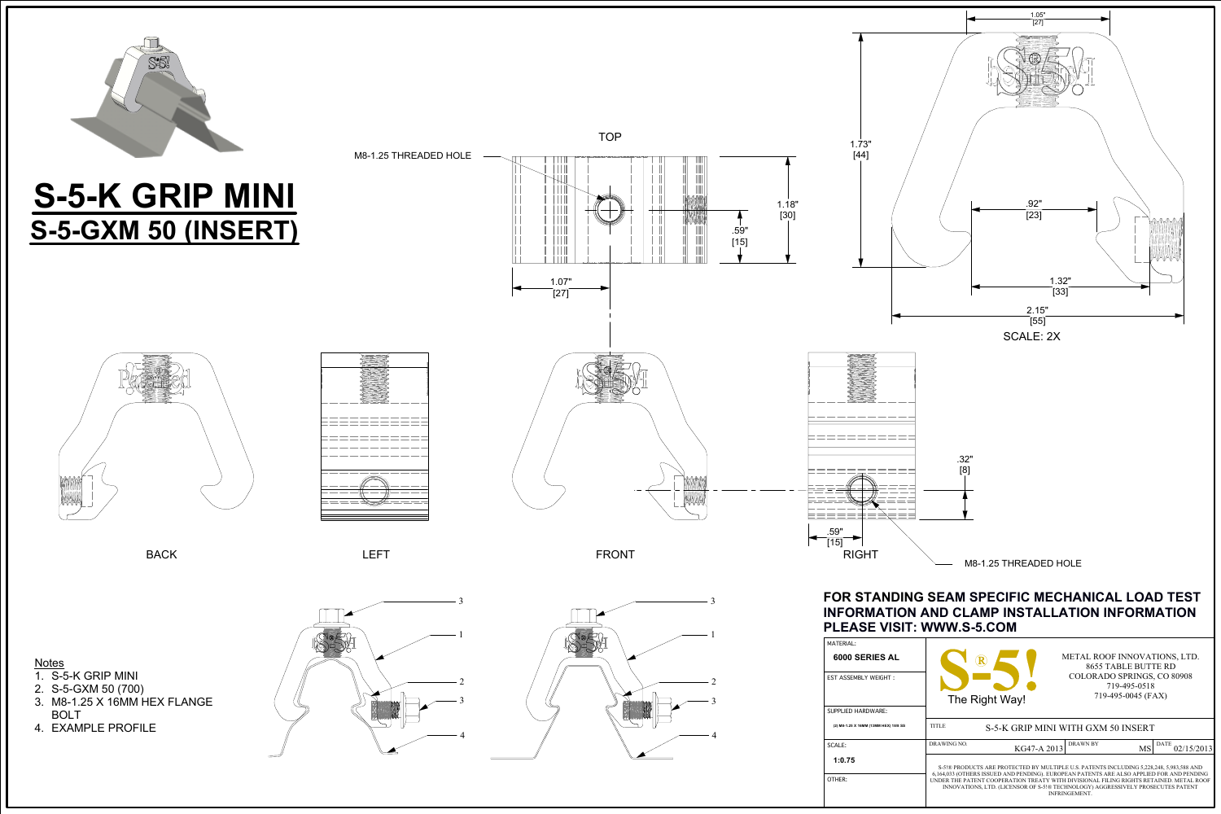# S-5-K GRIP MINI

## S-5-GXM 50 (INSERT)

TOP

M8-1.25 THREADED HOLE

1.18"
[30]

.59"
[15]

1.07"
[27]

1.05"
[27]

1.73"
[44]

.92"
[23]

1.32"
[33]

2.15"
[55]

SCALE: 2X

BACK

LEFT

FRONT

RIGHT

.32"
[8]

.59"
[15]

M8-1.25 THREADED HOLE

Notes

1. S-5-K GRIP MINI
2. S-5-GXM 50 (700)
3. M8-1.25 X 16MM HEX FLANGE BOLT
4. EXAMPLE PROFILE

### FOR STANDING SEAM SPECIFIC MECHANICAL LOAD TEST INFORMATION AND CLAMP INSTALLATION INFORMATION PLEASE VISIT: WWW.S-5.COM

MATERIAL:
**6000 SERIES AL**

EST ASSEMBLY WEIGHT :

SUPPLIED HARDWARE:
(2) M8-1.25 X 16MM [13MM HEX] 18/8 SS

SCALE:
**1:0.75**

OTHER:

S-5! The Right Way!

METAL ROOF INNOVATIONS, LTD.
8655 TABLE BUTTE RD
COLORADO SPRINGS, CO 80908
719-495-0518
719-495-0045 (FAX)

| TITLE | S-5-K GRIP MINI WITH GXM 50 INSERT | | |
|---|---|---|---|
| DRAWING NO. KG47-A 2013 | DRAWN BY MS | DATE 02/15/2013 | |

S-5!® PRODUCTS ARE PROTECTED BY MULTIPLE U.S. PATENTS INCLUDING 5,228,248, 5,983,588 AND 6,164,033 (OTHERS ISSUED AND PENDING). EUROPEAN PATENTS ARE ALSO APPLIED FOR AND PENDING UNDER THE PATENT COOPERATION TREATY WITH DIVISIONAL FILING RIGHTS RETAINED. METAL ROOF INNOVATIONS, LTD. (LICENSOR OF S-5!® TECHNOLOGY) AGGRESSIVELY PROSECUTES PATENT INFRINGEMENT.